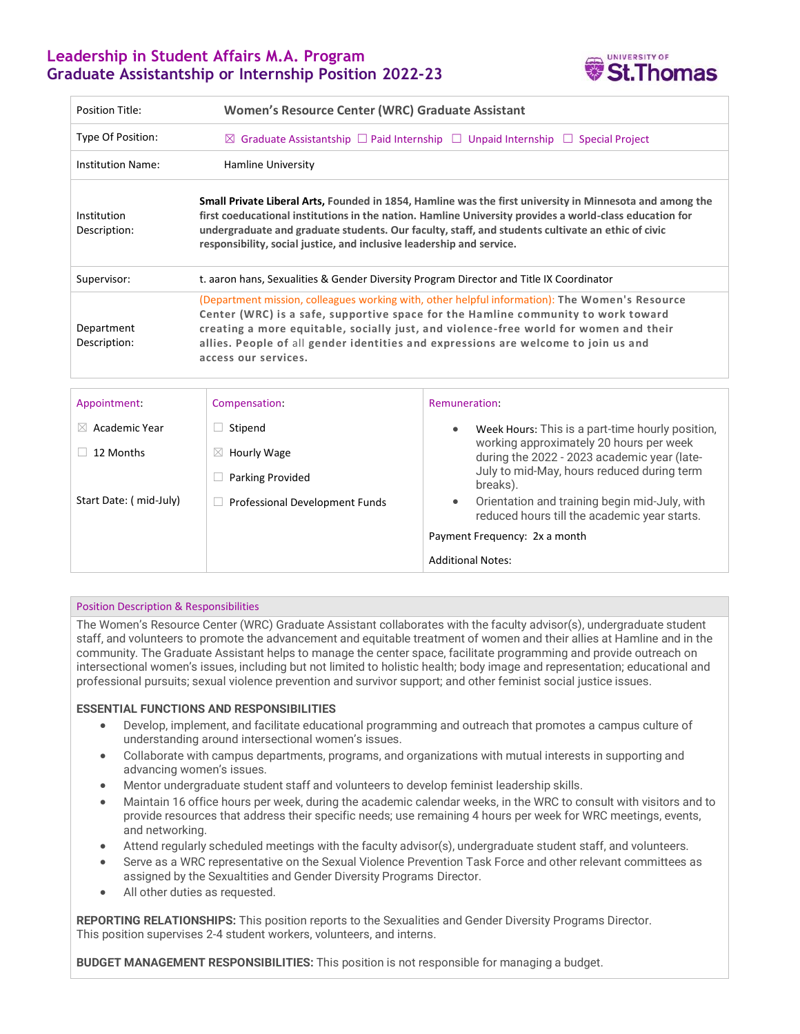# Leadership in Student Affairs M.A. Program
## Graduate Assistantship or Internship Position 2022-23

UNIVERSITY OF St.Thomas

| | |
|---|---|
| Position Title: | **Women's Resource Center (WRC) Graduate Assistant** |
| Type Of Position: | ☒ Graduate Assistantship ☐ Paid Internship ☐ Unpaid Internship ☐ Special Project |
| Institution Name: | Hamline University |
| Institution Description: | **Small Private Liberal Arts,** Founded in 1854, Hamline was the first university in Minnesota and among the first coeducational institutions in the nation. Hamline University provides a world-class education for undergraduate and graduate students. Our faculty, staff, and students cultivate an ethic of civic responsibility, social justice, and inclusive leadership and service. |
| Supervisor: | t. aaron hans, Sexualities & Gender Diversity Program Director and Title IX Coordinator |
| Department Description: | (Department mission, colleagues working with, other helpful information): **The Women's Resource Center (WRC) is a safe, supportive space for the Hamline community to work toward creating a more equitable, socially just, and violence-free world for women and their allies. People of** all **gender identities and expressions are welcome to join us and access our services.** |

| Appointment: | Compensation: | Remuneration: |
|---|---|---|
| ☒ Academic Year<br>☐ 12 Months<br><br>Start Date: ( mid-July) | ☐ Stipend<br>☒ Hourly Wage<br>☐ Parking Provided<br>☐ Professional Development Funds | • Week Hours: This is a part-time hourly position, working approximately 20 hours per week during the 2022 - 2023 academic year (late-July to mid-May, hours reduced during term breaks).<br>• Orientation and training begin mid-July, with reduced hours till the academic year starts.<br><br>Payment Frequency: 2x a month<br><br>Additional Notes: |

### Position Description & Responsibilities

The Women's Resource Center (WRC) Graduate Assistant collaborates with the faculty advisor(s), undergraduate student staff, and volunteers to promote the advancement and equitable treatment of women and their allies at Hamline and in the community. The Graduate Assistant helps to manage the center space, facilitate programming and provide outreach on intersectional women's issues, including but not limited to holistic health; body image and representation; educational and professional pursuits; sexual violence prevention and survivor support; and other feminist social justice issues.

**ESSENTIAL FUNCTIONS AND RESPONSIBILITIES**

- Develop, implement, and facilitate educational programming and outreach that promotes a campus culture of understanding around intersectional women's issues.
- Collaborate with campus departments, programs, and organizations with mutual interests in supporting and advancing women's issues.
- Mentor undergraduate student staff and volunteers to develop feminist leadership skills.
- Maintain 16 office hours per week, during the academic calendar weeks, in the WRC to consult with visitors and to provide resources that address their specific needs; use remaining 4 hours per week for WRC meetings, events, and networking.
- Attend regularly scheduled meetings with the faculty advisor(s), undergraduate student staff, and volunteers.
- Serve as a WRC representative on the Sexual Violence Prevention Task Force and other relevant committees as assigned by the Sexualtities and Gender Diversity Programs Director.
- All other duties as requested.

**REPORTING RELATIONSHIPS:** This position reports to the Sexualities and Gender Diversity Programs Director. This position supervises 2-4 student workers, volunteers, and interns.

**BUDGET MANAGEMENT RESPONSIBILITIES:** This position is not responsible for managing a budget.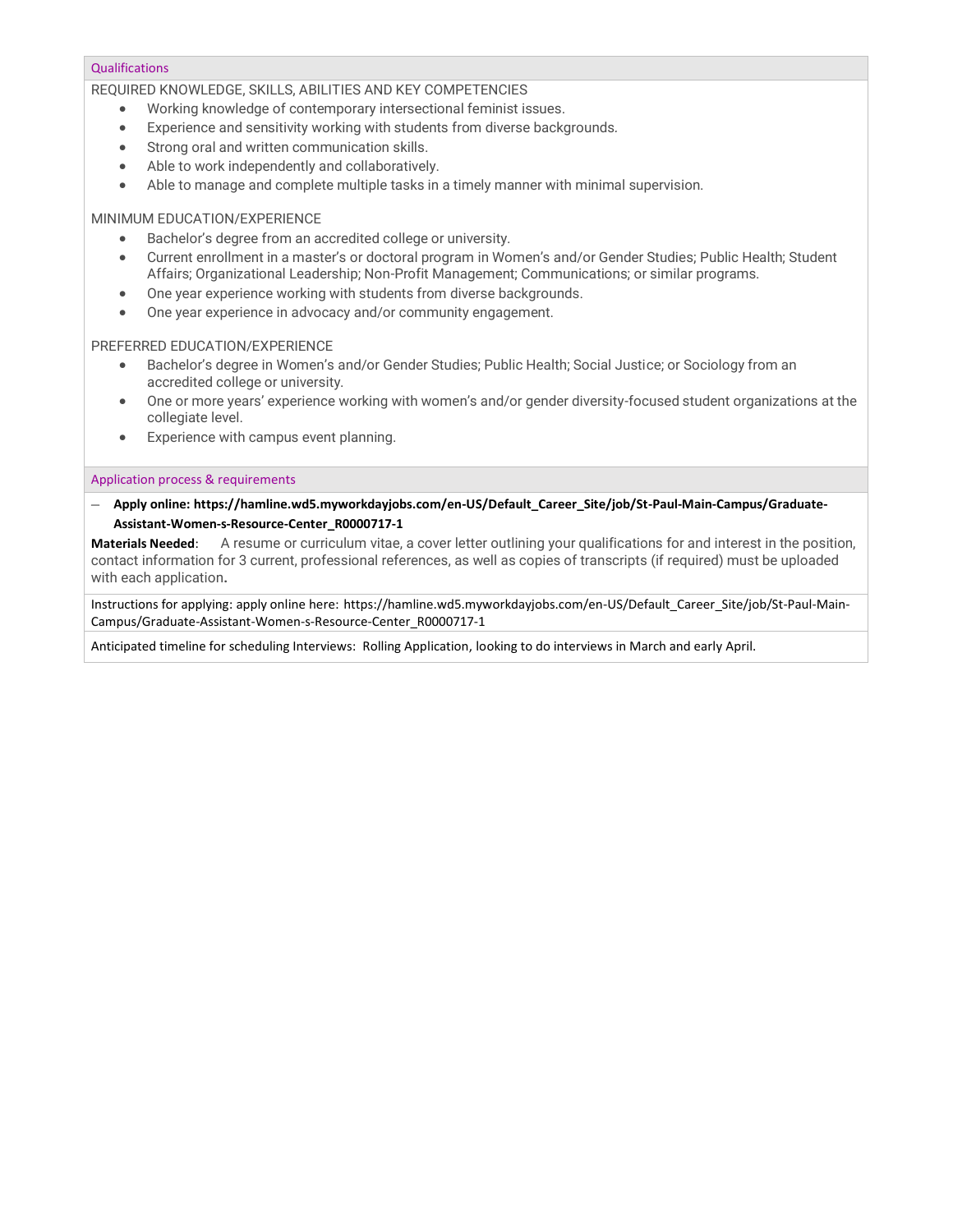## Qualifications

REQUIRED KNOWLEDGE, SKILLS, ABILITIES AND KEY COMPETENCIES

- Working knowledge of contemporary intersectional feminist issues.
- Experience and sensitivity working with students from diverse backgrounds.
- Strong oral and written communication skills.
- Able to work independently and collaboratively.
- Able to manage and complete multiple tasks in a timely manner with minimal supervision.

MINIMUM EDUCATION/EXPERIENCE

- Bachelor's degree from an accredited college or university.
- Current enrollment in a master's or doctoral program in Women's and/or Gender Studies; Public Health; Student Affairs; Organizational Leadership; Non-Profit Management; Communications; or similar programs.
- One year experience working with students from diverse backgrounds.
- One year experience in advocacy and/or community engagement.

PREFERRED EDUCATION/EXPERIENCE

- Bachelor's degree in Women's and/or Gender Studies; Public Health; Social Justice; or Sociology from an accredited college or university.
- One or more years' experience working with women's and/or gender diversity-focused student organizations at the collegiate level.
- Experience with campus event planning.

## Application process & requirements

- **Apply online: https://hamline.wd5.myworkdayjobs.com/en-US/Default_Career_Site/job/St-Paul-Main-Campus/Graduate-Assistant-Women-s-Resource-Center_R0000717-1**

**Materials Needed**: A resume or curriculum vitae, a cover letter outlining your qualifications for and interest in the position, contact information for 3 current, professional references, as well as copies of transcripts (if required) must be uploaded with each application**.**

Instructions for applying: apply online here: https://hamline.wd5.myworkdayjobs.com/en-US/Default_Career_Site/job/St-Paul-Main-Campus/Graduate-Assistant-Women-s-Resource-Center_R0000717-1

Anticipated timeline for scheduling Interviews: Rolling Application, looking to do interviews in March and early April.